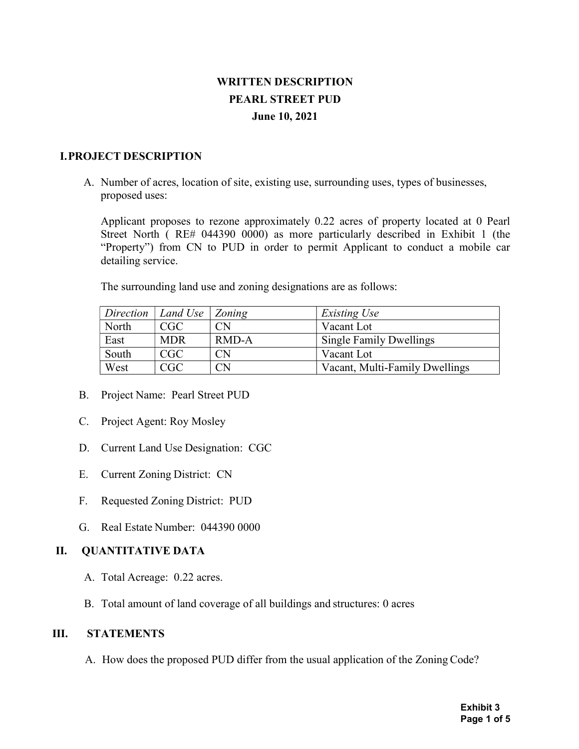# WRITTEN DESCRIPTION
# PEARL STREET PUD
# June 10, 2021

## I. PROJECT DESCRIPTION

A. Number of acres, location of site, existing use, surrounding uses, types of businesses, proposed uses:

Applicant proposes to rezone approximately 0.22 acres of property located at 0 Pearl Street North ( RE# 044390 0000) as more particularly described in Exhibit 1 (the "Property") from CN to PUD in order to permit Applicant to conduct a mobile car detailing service.

The surrounding land use and zoning designations are as follows:

| *Direction* | *Land Use* | *Zoning* | *Existing Use* |
|---|---|---|---|
| North | CGC | CN | Vacant Lot |
| East | MDR | RMD-A | Single Family Dwellings |
| South | CGC | CN | Vacant Lot |
| West | CGC | CN | Vacant, Multi-Family Dwellings |

B. Project Name: Pearl Street PUD

C. Project Agent: Roy Mosley

D. Current Land Use Designation: CGC

E. Current Zoning District: CN

F. Requested Zoning District: PUD

G. Real Estate Number: 044390 0000

## II. QUANTITATIVE DATA

A. Total Acreage: 0.22 acres.

B. Total amount of land coverage of all buildings and structures: 0 acres

## III. STATEMENTS

A. How does the proposed PUD differ from the usual application of the Zoning Code?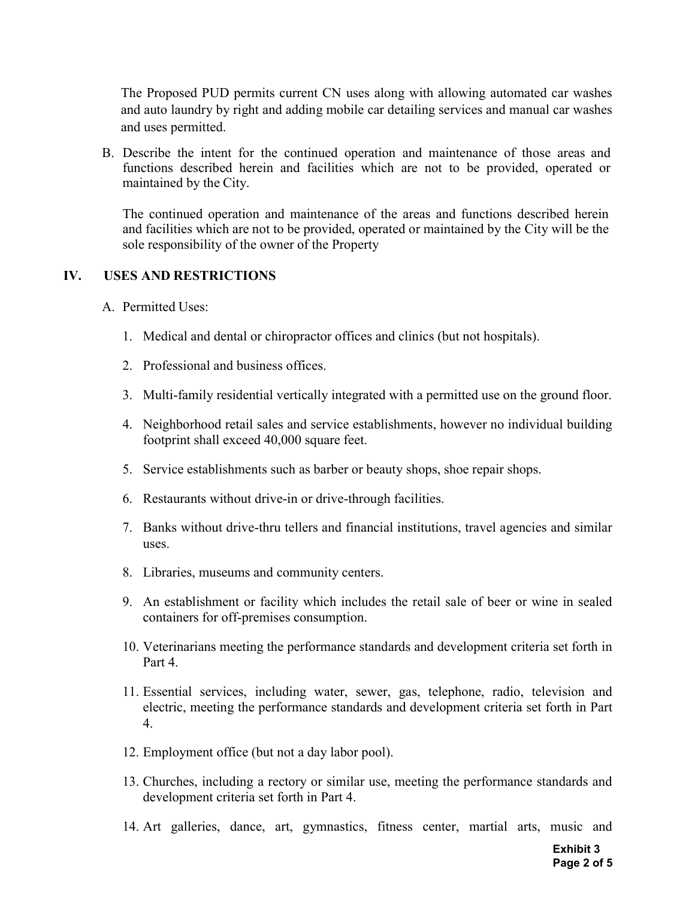The Proposed PUD permits current CN uses along with allowing automated car washes and auto laundry by right and adding mobile car detailing services and manual car washes and uses permitted.

B. Describe the intent for the continued operation and maintenance of those areas and functions described herein and facilities which are not to be provided, operated or maintained by the City.

   The continued operation and maintenance of the areas and functions described herein and facilities which are not to be provided, operated or maintained by the City will be the sole responsibility of the owner of the Property

## IV. USES AND RESTRICTIONS

A. Permitted Uses:

1. Medical and dental or chiropractor offices and clinics (but not hospitals).
2. Professional and business offices.
3. Multi-family residential vertically integrated with a permitted use on the ground floor.
4. Neighborhood retail sales and service establishments, however no individual building footprint shall exceed 40,000 square feet.
5. Service establishments such as barber or beauty shops, shoe repair shops.
6. Restaurants without drive-in or drive-through facilities.
7. Banks without drive-thru tellers and financial institutions, travel agencies and similar uses.
8. Libraries, museums and community centers.
9. An establishment or facility which includes the retail sale of beer or wine in sealed containers for off-premises consumption.
10. Veterinarians meeting the performance standards and development criteria set forth in Part 4.
11. Essential services, including water, sewer, gas, telephone, radio, television and electric, meeting the performance standards and development criteria set forth in Part 4.
12. Employment office (but not a day labor pool).
13. Churches, including a rectory or similar use, meeting the performance standards and development criteria set forth in Part 4.
14. Art galleries, dance, art, gymnastics, fitness center, martial arts, music and

Exhibit 3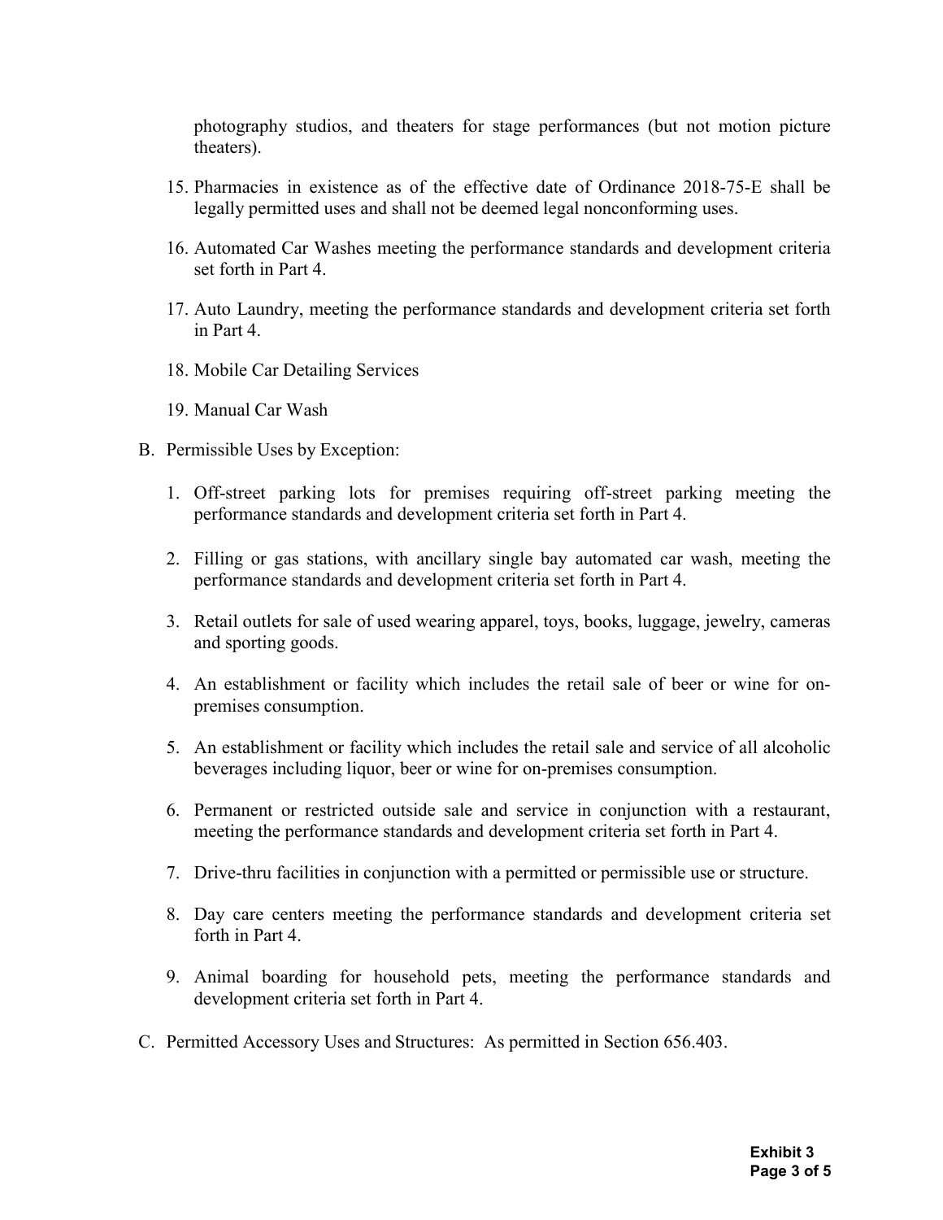photography studios, and theaters for stage performances (but not motion picture theaters).

15. Pharmacies in existence as of the effective date of Ordinance 2018-75-E shall be legally permitted uses and shall not be deemed legal nonconforming uses.

16. Automated Car Washes meeting the performance standards and development criteria set forth in Part 4.

17. Auto Laundry, meeting the performance standards and development criteria set forth in Part 4.

18. Mobile Car Detailing Services

19. Manual Car Wash

B. Permissible Uses by Exception:

1. Off-street parking lots for premises requiring off-street parking meeting the performance standards and development criteria set forth in Part 4.

2. Filling or gas stations, with ancillary single bay automated car wash, meeting the performance standards and development criteria set forth in Part 4.

3. Retail outlets for sale of used wearing apparel, toys, books, luggage, jewelry, cameras and sporting goods.

4. An establishment or facility which includes the retail sale of beer or wine for on-premises consumption.

5. An establishment or facility which includes the retail sale and service of all alcoholic beverages including liquor, beer or wine for on-premises consumption.

6. Permanent or restricted outside sale and service in conjunction with a restaurant, meeting the performance standards and development criteria set forth in Part 4.

7. Drive-thru facilities in conjunction with a permitted or permissible use or structure.

8. Day care centers meeting the performance standards and development criteria set forth in Part 4.

9. Animal boarding for household pets, meeting the performance standards and development criteria set forth in Part 4.

C. Permitted Accessory Uses and Structures: As permitted in Section 656.403.

**Exhibit 3**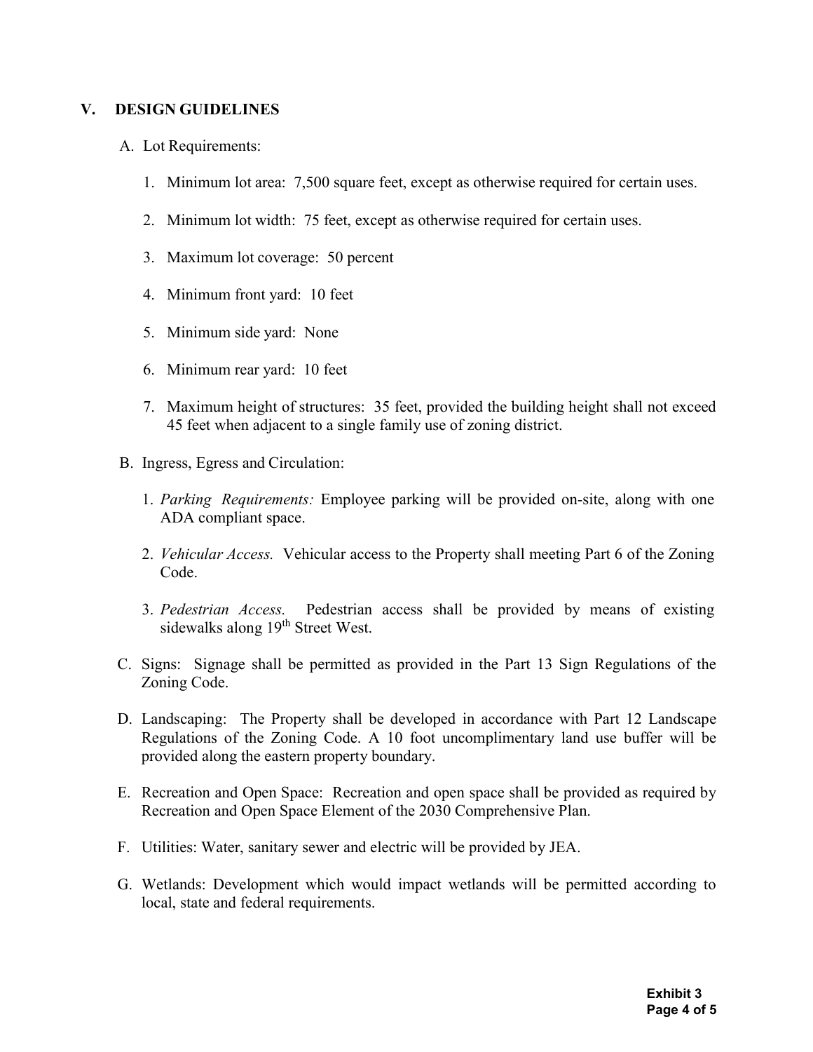## V. DESIGN GUIDELINES

A. Lot Requirements:

1. Minimum lot area: 7,500 square feet, except as otherwise required for certain uses.
2. Minimum lot width: 75 feet, except as otherwise required for certain uses.
3. Maximum lot coverage: 50 percent
4. Minimum front yard: 10 feet
5. Minimum side yard: None
6. Minimum rear yard: 10 feet
7. Maximum height of structures: 35 feet, provided the building height shall not exceed 45 feet when adjacent to a single family use of zoning district.

B. Ingress, Egress and Circulation:

1. *Parking Requirements:* Employee parking will be provided on-site, along with one ADA compliant space.
2. *Vehicular Access.* Vehicular access to the Property shall meeting Part 6 of the Zoning Code.
3. *Pedestrian Access.* Pedestrian access shall be provided by means of existing sidewalks along 19th Street West.

C. Signs: Signage shall be permitted as provided in the Part 13 Sign Regulations of the Zoning Code.

D. Landscaping: The Property shall be developed in accordance with Part 12 Landscape Regulations of the Zoning Code. A 10 foot uncomplimentary land use buffer will be provided along the eastern property boundary.

E. Recreation and Open Space: Recreation and open space shall be provided as required by Recreation and Open Space Element of the 2030 Comprehensive Plan.

F. Utilities: Water, sanitary sewer and electric will be provided by JEA.

G. Wetlands: Development which would impact wetlands will be permitted according to local, state and federal requirements.

**Exhibit 3**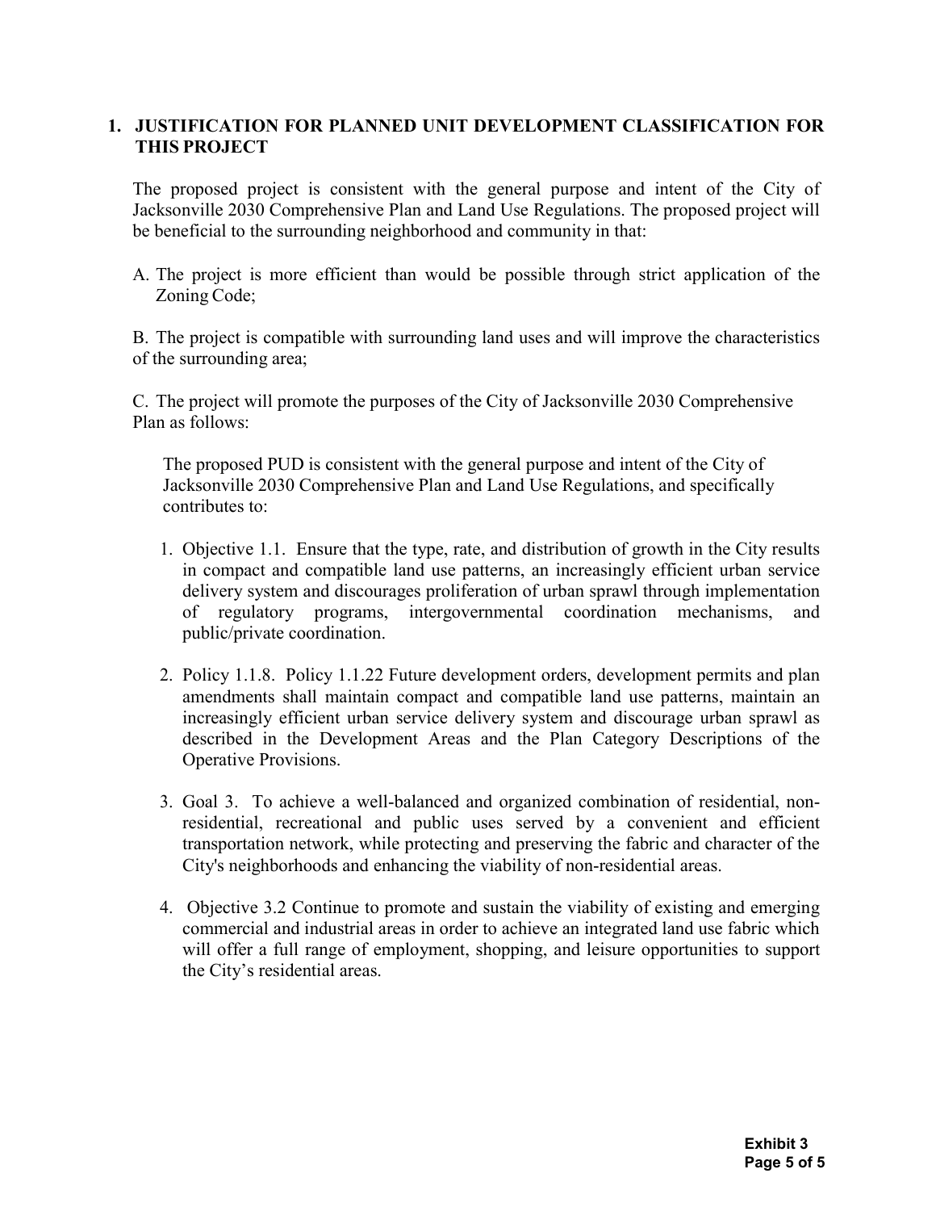## 1. JUSTIFICATION FOR PLANNED UNIT DEVELOPMENT CLASSIFICATION FOR THIS PROJECT

The proposed project is consistent with the general purpose and intent of the City of Jacksonville 2030 Comprehensive Plan and Land Use Regulations. The proposed project will be beneficial to the surrounding neighborhood and community in that:

A. The project is more efficient than would be possible through strict application of the Zoning Code;

B. The project is compatible with surrounding land uses and will improve the characteristics of the surrounding area;

C. The project will promote the purposes of the City of Jacksonville 2030 Comprehensive Plan as follows:

The proposed PUD is consistent with the general purpose and intent of the City of Jacksonville 2030 Comprehensive Plan and Land Use Regulations, and specifically contributes to:

1. Objective 1.1. Ensure that the type, rate, and distribution of growth in the City results in compact and compatible land use patterns, an increasingly efficient urban service delivery system and discourages proliferation of urban sprawl through implementation of regulatory programs, intergovernmental coordination mechanisms, and public/private coordination.

2. Policy 1.1.8. Policy 1.1.22 Future development orders, development permits and plan amendments shall maintain compact and compatible land use patterns, maintain an increasingly efficient urban service delivery system and discourage urban sprawl as described in the Development Areas and the Plan Category Descriptions of the Operative Provisions.

3. Goal 3. To achieve a well-balanced and organized combination of residential, non-residential, recreational and public uses served by a convenient and efficient transportation network, while protecting and preserving the fabric and character of the City's neighborhoods and enhancing the viability of non-residential areas.

4. Objective 3.2 Continue to promote and sustain the viability of existing and emerging commercial and industrial areas in order to achieve an integrated land use fabric which will offer a full range of employment, shopping, and leisure opportunities to support the City's residential areas.

**Exhibit 3**